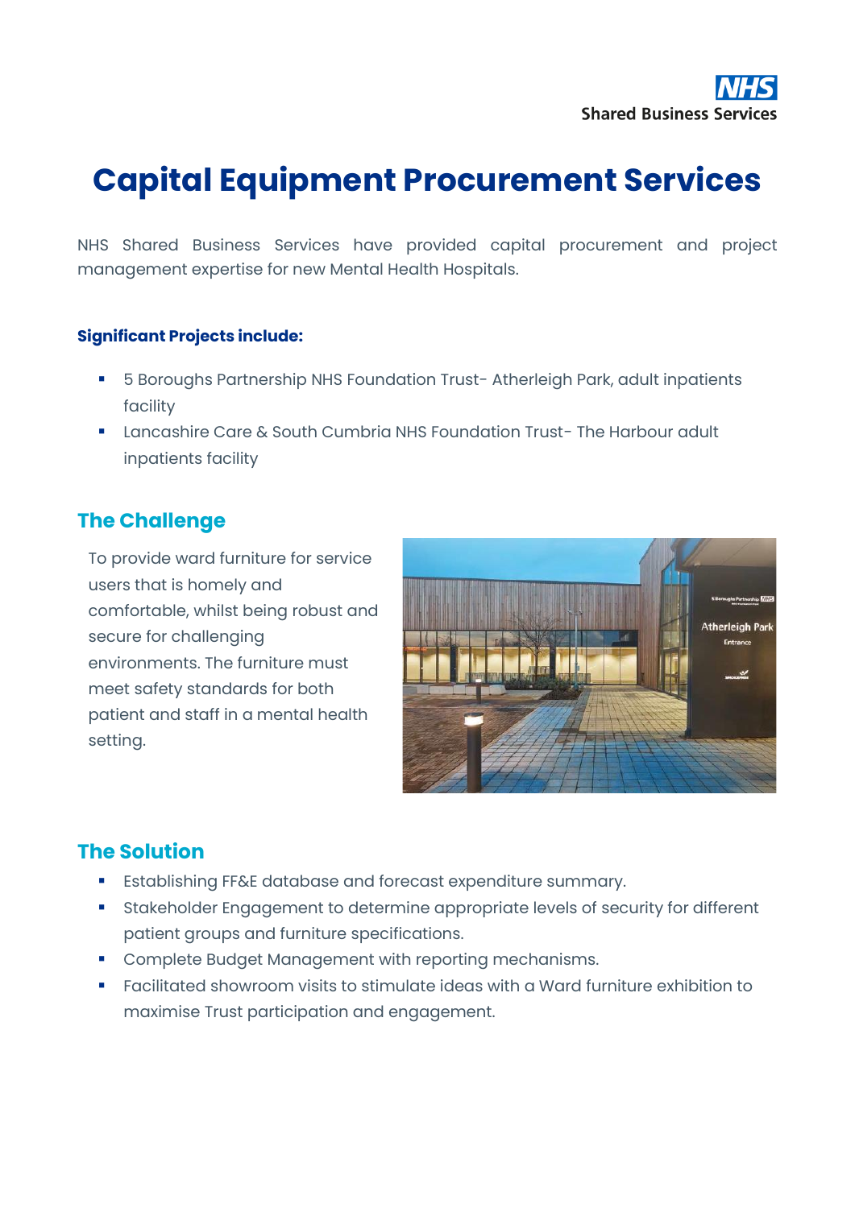NHS
Shared Business Services

# Capital Equipment Procurement Services

NHS Shared Business Services have provided capital procurement and project management expertise for new Mental Health Hospitals.

**Significant Projects include:**

- 5 Boroughs Partnership NHS Foundation Trust- Atherleigh Park, adult inpatients facility
- Lancashire Care & South Cumbria NHS Foundation Trust- The Harbour adult inpatients facility

## The Challenge

To provide ward furniture for service users that is homely and comfortable, whilst being robust and secure for challenging environments. The furniture must meet safety standards for both patient and staff in a mental health setting.

## The Solution

- Establishing FF&E database and forecast expenditure summary.
- Stakeholder Engagement to determine appropriate levels of security for different patient groups and furniture specifications.
- Complete Budget Management with reporting mechanisms.
- Facilitated showroom visits to stimulate ideas with a Ward furniture exhibition to maximise Trust participation and engagement.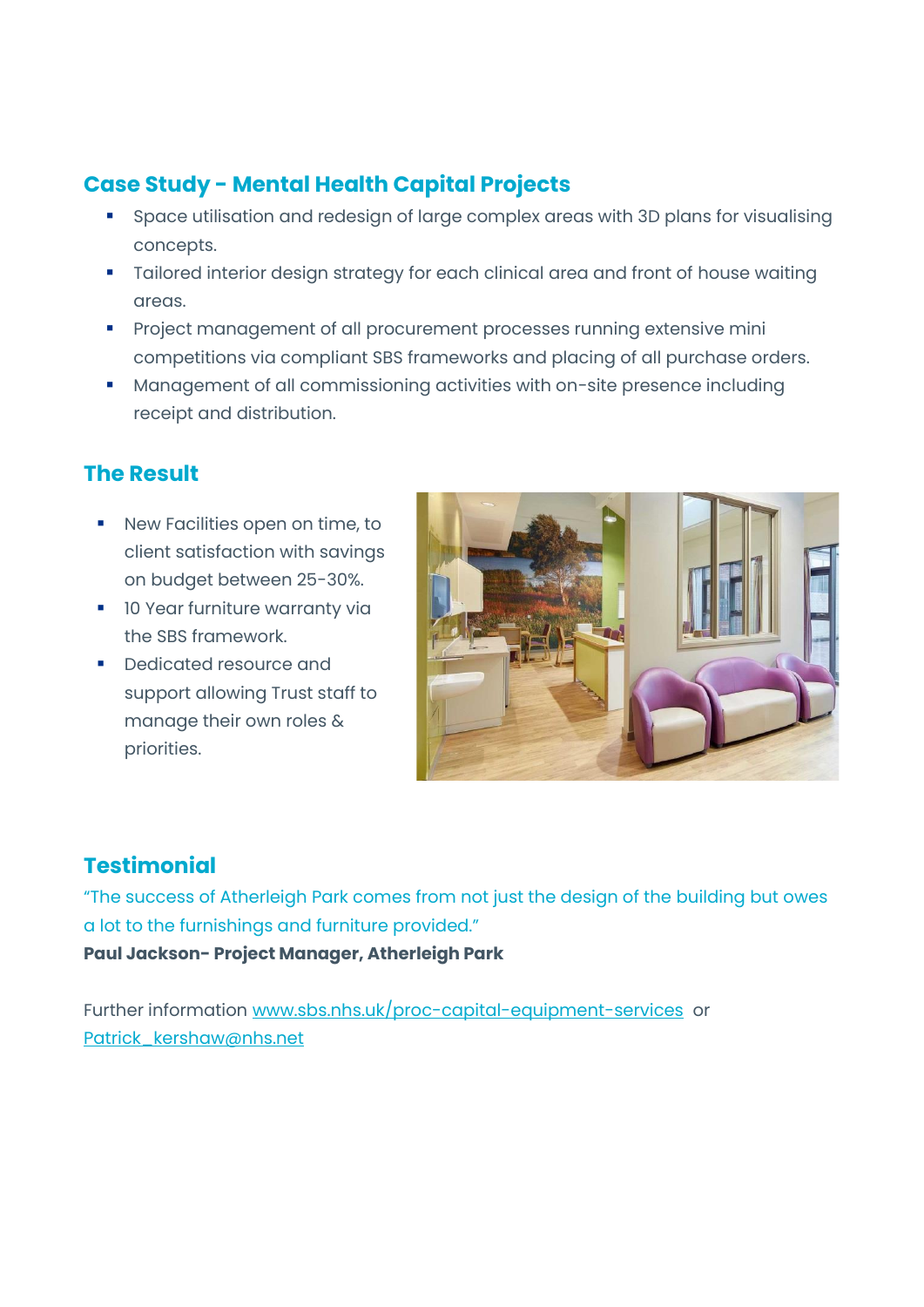## Case Study - Mental Health Capital Projects

- Space utilisation and redesign of large complex areas with 3D plans for visualising concepts.
- Tailored interior design strategy for each clinical area and front of house waiting areas.
- Project management of all procurement processes running extensive mini competitions via compliant SBS frameworks and placing of all purchase orders.
- Management of all commissioning activities with on-site presence including receipt and distribution.

## The Result

- New Facilities open on time, to client satisfaction with savings on budget between 25-30%.
- 10 Year furniture warranty via the SBS framework.
- Dedicated resource and support allowing Trust staff to manage their own roles & priorities.

## Testimonial

"The success of Atherleigh Park comes from not just the design of the building but owes a lot to the furnishings and furniture provided."

**Paul Jackson- Project Manager, Atherleigh Park**

Further information www.sbs.nhs.uk/proc-capital-equipment-services or Patrick_kershaw@nhs.net